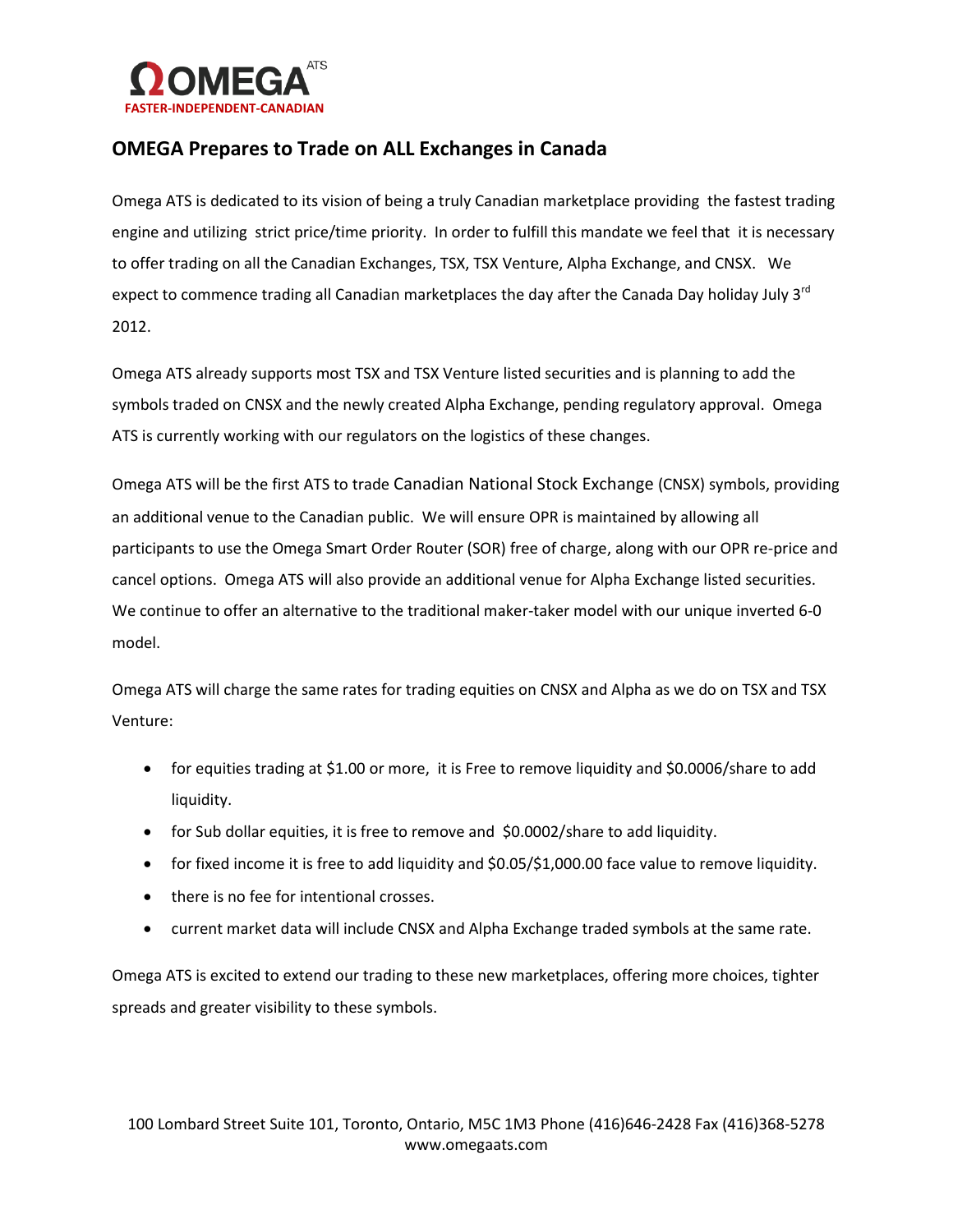**OMEGA** ATS

FASTER-INDEPENDENT-CANADIAN

# OMEGA Prepares to Trade on ALL Exchanges in Canada

Omega ATS is dedicated to its vision of being a truly Canadian marketplace providing the fastest trading engine and utilizing strict price/time priority. In order to fulfill this mandate we feel that it is necessary to offer trading on all the Canadian Exchanges, TSX, TSX Venture, Alpha Exchange, and CNSX. We expect to commence trading all Canadian marketplaces the day after the Canada Day holiday July 3rd 2012.

Omega ATS already supports most TSX and TSX Venture listed securities and is planning to add the symbols traded on CNSX and the newly created Alpha Exchange, pending regulatory approval. Omega ATS is currently working with our regulators on the logistics of these changes.

Omega ATS will be the first ATS to trade Canadian National Stock Exchange (CNSX) symbols, providing an additional venue to the Canadian public. We will ensure OPR is maintained by allowing all participants to use the Omega Smart Order Router (SOR) free of charge, along with our OPR re-price and cancel options. Omega ATS will also provide an additional venue for Alpha Exchange listed securities. We continue to offer an alternative to the traditional maker-taker model with our unique inverted 6-0 model.

Omega ATS will charge the same rates for trading equities on CNSX and Alpha as we do on TSX and TSX Venture:

- for equities trading at $1.00 or more, it is Free to remove liquidity and $0.0006/share to add liquidity.
- for Sub dollar equities, it is free to remove and $0.0002/share to add liquidity.
- for fixed income it is free to add liquidity and $0.05/$1,000.00 face value to remove liquidity.
- there is no fee for intentional crosses.
- current market data will include CNSX and Alpha Exchange traded symbols at the same rate.

Omega ATS is excited to extend our trading to these new marketplaces, offering more choices, tighter spreads and greater visibility to these symbols.

100 Lombard Street Suite 101, Toronto, Ontario, M5C 1M3 Phone (416)646-2428 Fax (416)368-5278
www.omegaats.com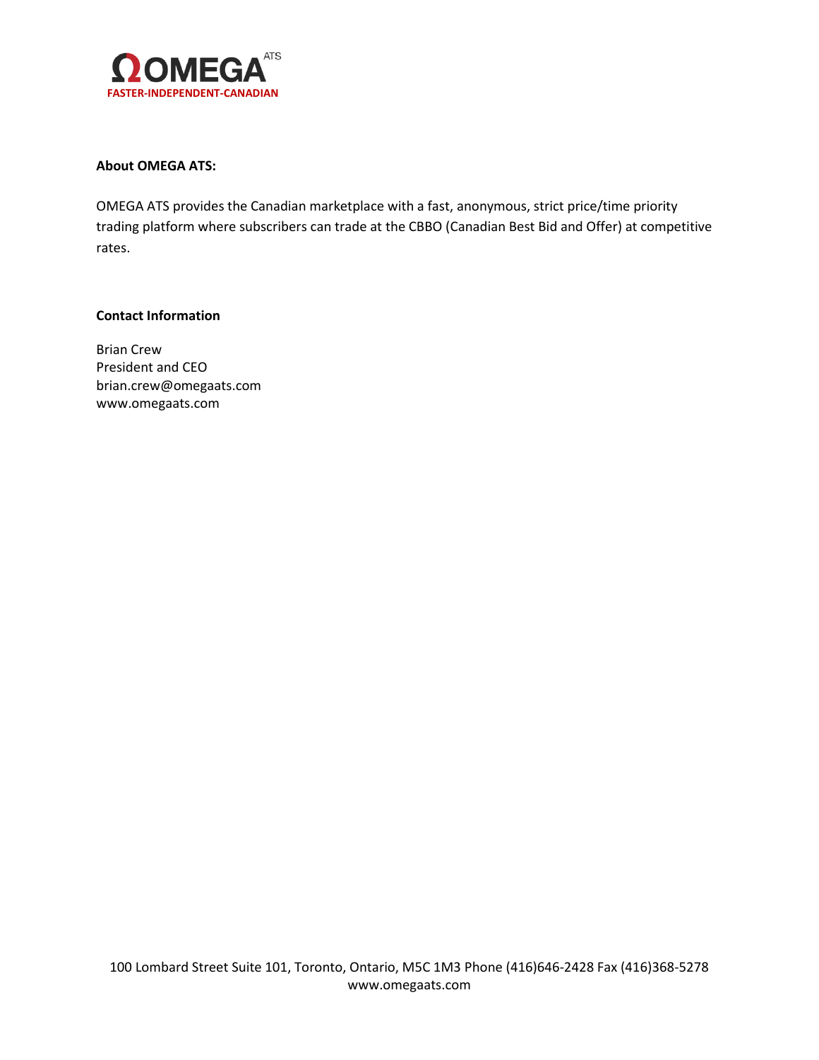OMEGA ATS

FASTER-INDEPENDENT-CANADIAN

**About OMEGA ATS:**

OMEGA ATS provides the Canadian marketplace with a fast, anonymous, strict price/time priority trading platform where subscribers can trade at the CBBO (Canadian Best Bid and Offer) at competitive rates.

**Contact Information**

Brian Crew
President and CEO
brian.crew@omegaats.com
www.omegaats.com

100 Lombard Street Suite 101, Toronto, Ontario, M5C 1M3 Phone (416)646-2428 Fax (416)368-5278
www.omegaats.com